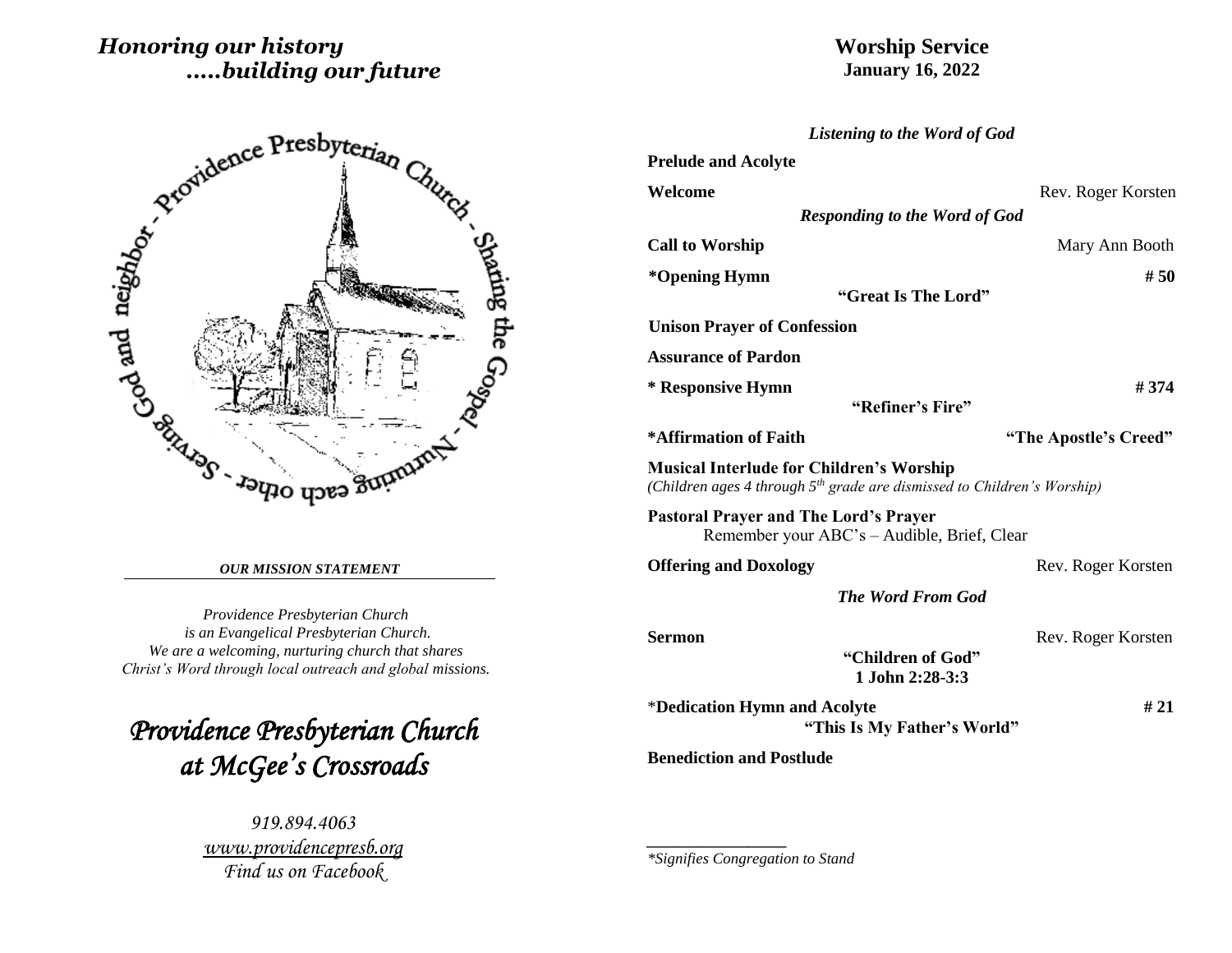*Honoring our history*
*.....building our future*

Providence Presbyterian Church - Sharing the Gospel - Nurturing each other - Serving God and neighbor

***OUR MISSION STATEMENT***

*Providence Presbyterian Church*
*is an Evangelical Presbyterian Church.*
*We are a welcoming, nurturing church that shares*
*Christ's Word through local outreach and global missions.*

# *Providence Presbyterian Church at McGee's Crossroads*

*919.894.4063*
*www.providencepresb.org*
*Find us on Facebook*

# Worship Service
**January 16, 2022**

***Listening to the Word of God***

**Prelude and Acolyte**

**Welcome** — Rev. Roger Korsten

***Responding to the Word of God***

**Call to Worship** — Mary Ann Booth

**\*Opening Hymn** — **# 50**
**"Great Is The Lord"**

**Unison Prayer of Confession**

**Assurance of Pardon**

**\* Responsive Hymn** — **# 374**
**"Refiner's Fire"**

**\*Affirmation of Faith** — **"The Apostle's Creed"**

**Musical Interlude for Children's Worship**
*(Children ages 4 through 5th grade are dismissed to Children's Worship)*

**Pastoral Prayer and The Lord's Prayer**
Remember your ABC's – Audible, Brief, Clear

**Offering and Doxology** — Rev. Roger Korsten

***The Word From God***

**Sermon** — Rev. Roger Korsten
**"Children of God"**
**1 John 2:28-3:3**

\***Dedication Hymn and Acolyte** — **# 21**
**"This Is My Father's World"**

**Benediction and Postlude**

---

*\*Signifies Congregation to Stand*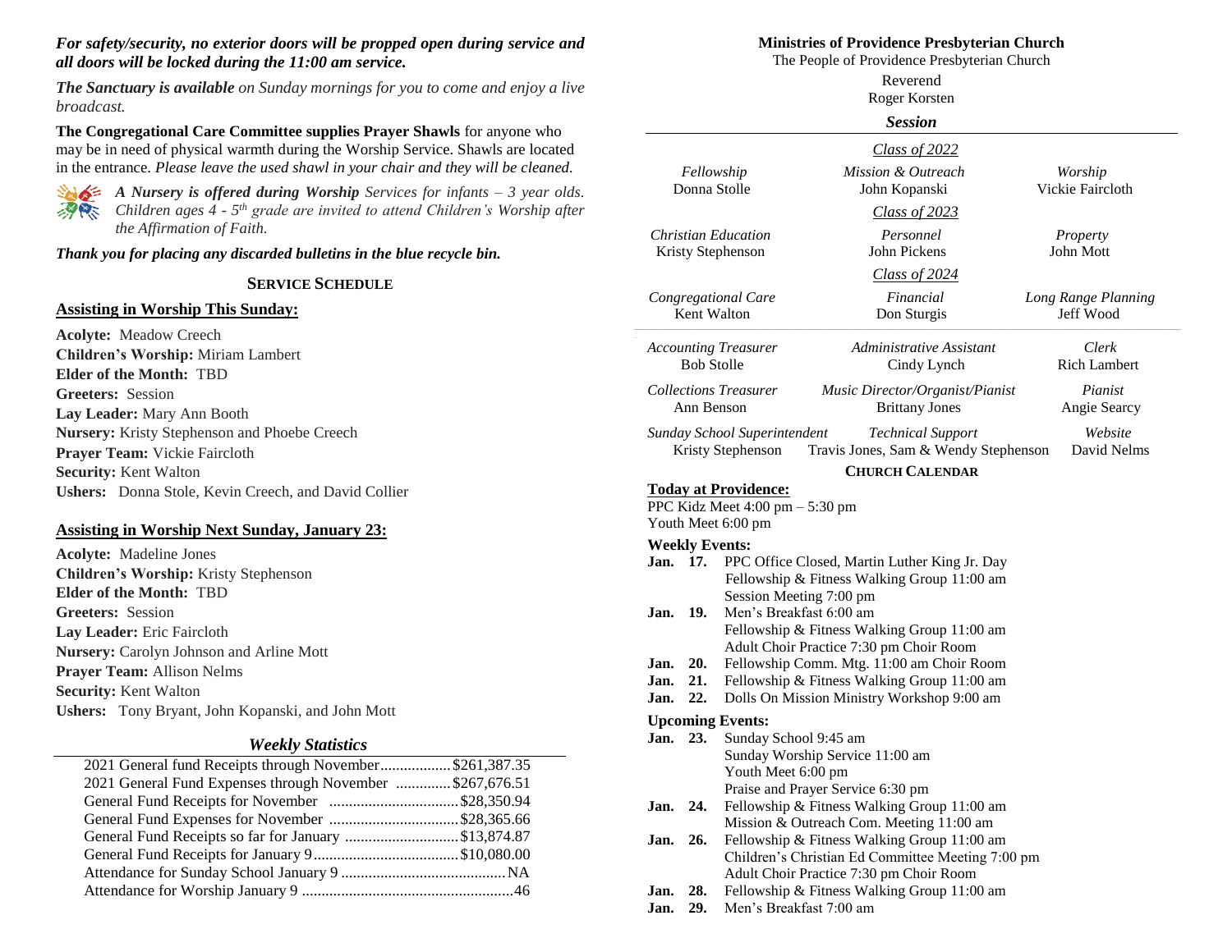*For safety/security, no exterior doors will be propped open during service and all doors will be locked during the 11:00 am service.*

***The Sanctuary is available*** *on Sunday mornings for you to come and enjoy a live broadcast.*

**The Congregational Care Committee supplies Prayer Shawls** for anyone who may be in need of physical warmth during the Worship Service. Shawls are located in the entrance. *Please leave the used shawl in your chair and they will be cleaned.*

***A Nursery is offered during Worship*** *Services for infants – 3 year olds. Children ages 4 - 5th grade are invited to attend Children's Worship after the Affirmation of Faith.*

***Thank you for placing any discarded bulletins in the blue recycle bin.***

## SERVICE SCHEDULE

### Assisting in Worship This Sunday:

**Acolyte:** Meadow Creech
**Children's Worship:** Miriam Lambert
**Elder of the Month:** TBD
**Greeters:** Session
**Lay Leader:** Mary Ann Booth
**Nursery:** Kristy Stephenson and Phoebe Creech
**Prayer Team:** Vickie Faircloth
**Security:** Kent Walton
**Ushers:** Donna Stole, Kevin Creech, and David Collier

### Assisting in Worship Next Sunday, January 23:

**Acolyte:** Madeline Jones
**Children's Worship:** Kristy Stephenson
**Elder of the Month:** TBD
**Greeters:** Session
**Lay Leader:** Eric Faircloth
**Nursery:** Carolyn Johnson and Arline Mott
**Prayer Team:** Allison Nelms
**Security:** Kent Walton
**Ushers:** Tony Bryant, John Kopanski, and John Mott

### *Weekly Statistics*

| | |
|---|---|
| 2021 General fund Receipts through November | $261,387.35 |
| 2021 General Fund Expenses through November | $267,676.51 |
| General Fund Receipts for November | $28,350.94 |
| General Fund Expenses for November | $28,365.66 |
| General Fund Receipts so far for January | $13,874.87 |
| General Fund Receipts for January 9 | $10,080.00 |
| Attendance for Sunday School January 9 | NA |
| Attendance for Worship January 9 | 46 |

## Ministries of Providence Presbyterian Church

The People of Providence Presbyterian Church
Reverend
Roger Korsten

### *Session*

*Class of 2022*

| | | |
|---|---|---|
| *Fellowship* | *Mission & Outreach* | *Worship* |
| Donna Stolle | John Kopanski | Vickie Faircloth |

*Class of 2023*

| | | |
|---|---|---|
| *Christian Education* | *Personnel* | *Property* |
| Kristy Stephenson | John Pickens | John Mott |

*Class of 2024*

| | | |
|---|---|---|
| *Congregational Care* | *Financial* | *Long Range Planning* |
| Kent Walton | Don Sturgis | Jeff Wood |

| | | |
|---|---|---|
| *Accounting Treasurer* | *Administrative Assistant* | *Clerk* |
| Bob Stolle | Cindy Lynch | Rich Lambert |
| *Collections Treasurer* | *Music Director/Organist/Pianist* | *Pianist* |
| Ann Benson | Brittany Jones | Angie Searcy |
| *Sunday School Superintendent* | *Technical Support* | *Website* |
| Kristy Stephenson | Travis Jones, Sam & Wendy Stephenson | David Nelms |

## CHURCH CALENDAR

### Today at Providence:

PPC Kidz Meet 4:00 pm – 5:30 pm
Youth Meet 6:00 pm

### Weekly Events:

**Jan. 17.** PPC Office Closed, Martin Luther King Jr. Day
Fellowship & Fitness Walking Group 11:00 am
Session Meeting 7:00 pm
**Jan. 19.** Men's Breakfast 6:00 am
Fellowship & Fitness Walking Group 11:00 am
Adult Choir Practice 7:30 pm Choir Room
**Jan. 20.** Fellowship Comm. Mtg. 11:00 am Choir Room
**Jan. 21.** Fellowship & Fitness Walking Group 11:00 am
**Jan. 22.** Dolls On Mission Ministry Workshop 9:00 am

### Upcoming Events:

**Jan. 23.** Sunday School 9:45 am
Sunday Worship Service 11:00 am
Youth Meet 6:00 pm
Praise and Prayer Service 6:30 pm
**Jan. 24.** Fellowship & Fitness Walking Group 11:00 am
Mission & Outreach Com. Meeting 11:00 am
**Jan. 26.** Fellowship & Fitness Walking Group 11:00 am
Children's Christian Ed Committee Meeting 7:00 pm
Adult Choir Practice 7:30 pm Choir Room
**Jan. 28.** Fellowship & Fitness Walking Group 11:00 am
**Jan. 29.** Men's Breakfast 7:00 am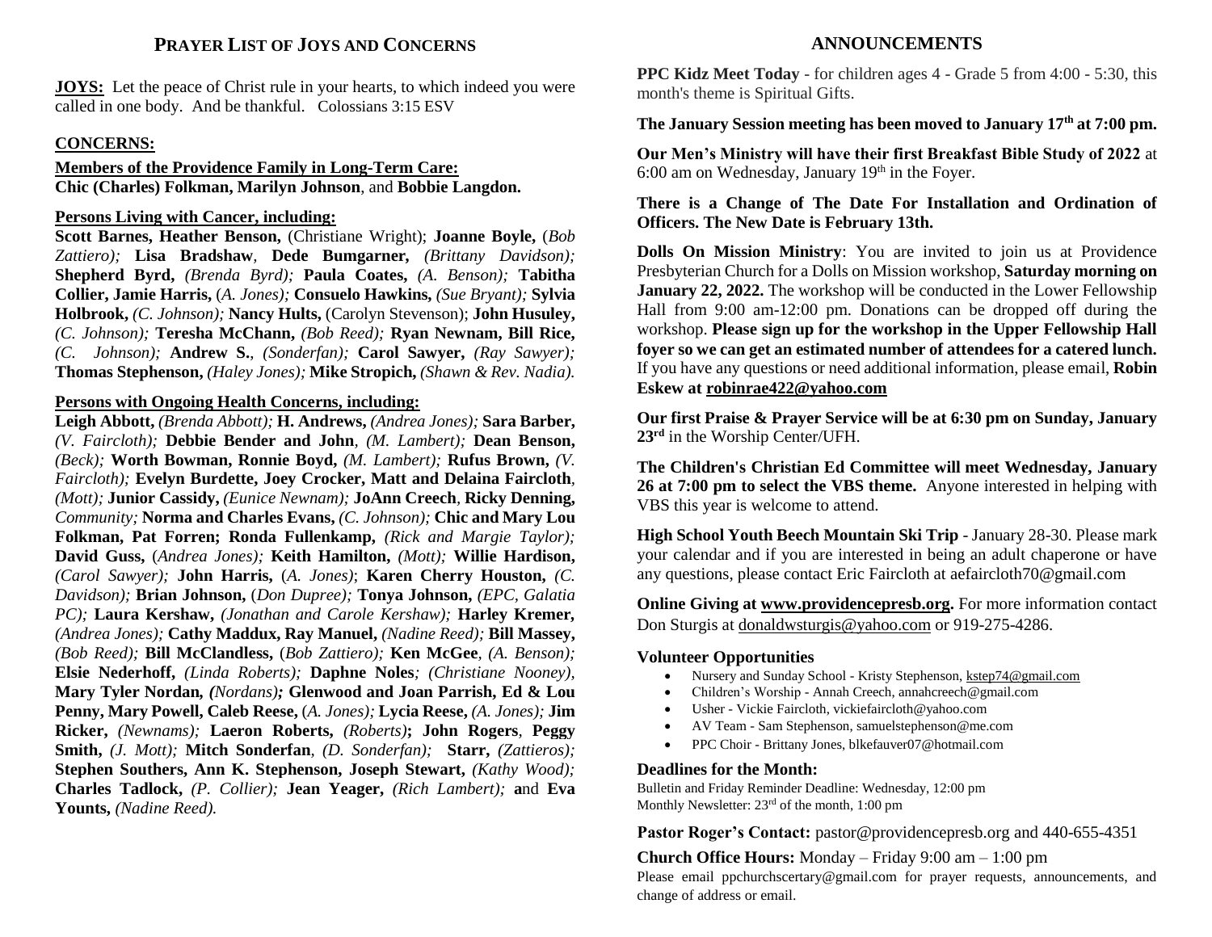## PRAYER LIST OF JOYS AND CONCERNS

**JOYS:** Let the peace of Christ rule in your hearts, to which indeed you were called in one body. And be thankful. Colossians 3:15 ESV

**CONCERNS:**

**Members of the Providence Family in Long-Term Care:**
**Chic (Charles) Folkman, Marilyn Johnson**, and **Bobbie Langdon.**

**Persons Living with Cancer, including:**
**Scott Barnes, Heather Benson,** (Christiane Wright); **Joanne Boyle,** (*Bob Zattiero);* **Lisa Bradshaw**, **Dede Bumgarner,** *(Brittany Davidson);* **Shepherd Byrd,** *(Brenda Byrd);* **Paula Coates,** *(A. Benson);* **Tabitha Collier, Jamie Harris,** (*A. Jones);* **Consuelo Hawkins,** *(Sue Bryant);* **Sylvia Holbrook,** *(C. Johnson);* **Nancy Hults,** (Carolyn Stevenson); **John Husuley,** *(C. Johnson);* **Teresha McChann,** *(Bob Reed);* **Ryan Newnam, Bill Rice,** *(C. Johnson);* **Andrew S.**, *(Sonderfan);* **Carol Sawyer,** *(Ray Sawyer);* **Thomas Stephenson,** *(Haley Jones);* **Mike Stropich,** *(Shawn & Rev. Nadia).*

**Persons with Ongoing Health Concerns, including:**
**Leigh Abbott,** *(Brenda Abbott);* **H. Andrews,** *(Andrea Jones);* **Sara Barber,** *(V. Faircloth);* **Debbie Bender and John**, *(M. Lambert);* **Dean Benson,** *(Beck);* **Worth Bowman, Ronnie Boyd,** *(M. Lambert);* **Rufus Brown,** *(V. Faircloth);* **Evelyn Burdette, Joey Crocker, Matt and Delaina Faircloth**, *(Mott);* **Junior Cassidy,** *(Eunice Newnam);* **JoAnn Creech**, **Ricky Denning,** *Community;* **Norma and Charles Evans,** *(C. Johnson);* **Chic and Mary Lou Folkman, Pat Forren; Ronda Fullenkamp,** *(Rick and Margie Taylor);* **David Guss,** (*Andrea Jones);* **Keith Hamilton,** *(Mott);* **Willie Hardison,** *(Carol Sawyer);* **John Harris,** (*A. Jones*); **Karen Cherry Houston,** *(C. Davidson);* **Brian Johnson,** (*Don Dupree);* **Tonya Johnson,** *(EPC, Galatia PC);* **Laura Kershaw,** *(Jonathan and Carole Kershaw);* **Harley Kremer,** *(Andrea Jones);* **Cathy Maddux, Ray Manuel,** *(Nadine Reed);* **Bill Massey,** *(Bob Reed);* **Bill McClandless,** (*Bob Zattiero);* **Ken McGee**, *(A. Benson);* **Elsie Nederhoff,** *(Linda Roberts);* **Daphne Noles***; (Christiane Nooney),* **Mary Tyler Nordan,** ***(****Nordans)****;*** **Glenwood and Joan Parrish, Ed & Lou Penny, Mary Powell, Caleb Reese,** (*A. Jones);* **Lycia Reese,** *(A. Jones);* **Jim Ricker,** *(Newnams);* **Laeron Roberts,** *(Roberts)***; John Rogers**, **Peggy Smith,** *(J. Mott);* **Mitch Sonderfan**, *(D. Sonderfan);* **Starr,** *(Zattieros);* **Stephen Southers, Ann K. Stephenson, Joseph Stewart,** *(Kathy Wood);* **Charles Tadlock,** *(P. Collier);* **Jean Yeager,** *(Rich Lambert);* **a**nd **Eva Younts,** *(Nadine Reed).*

## ANNOUNCEMENTS

**PPC Kidz Meet Today** - for children ages 4 - Grade 5 from 4:00 - 5:30, this month's theme is Spiritual Gifts.

**The January Session meeting has been moved to January 17th at 7:00 pm.**

**Our Men's Ministry will have their first Breakfast Bible Study of 2022** at 6:00 am on Wednesday, January 19th in the Foyer.

**There is a Change of The Date For Installation and Ordination of Officers. The New Date is February 13th.**

**Dolls On Mission Ministry**: You are invited to join us at Providence Presbyterian Church for a Dolls on Mission workshop, **Saturday morning on January 22, 2022.** The workshop will be conducted in the Lower Fellowship Hall from 9:00 am-12:00 pm. Donations can be dropped off during the workshop. **Please sign up for the workshop in the Upper Fellowship Hall foyer so we can get an estimated number of attendees for a catered lunch.** If you have any questions or need additional information, please email, **Robin Eskew at robinrae422@yahoo.com**

**Our first Praise & Prayer Service will be at 6:30 pm on Sunday, January 23rd** in the Worship Center/UFH.

**The Children's Christian Ed Committee will meet Wednesday, January 26 at 7:00 pm to select the VBS theme.** Anyone interested in helping with VBS this year is welcome to attend.

**High School Youth Beech Mountain Ski Trip** - January 28-30. Please mark your calendar and if you are interested in being an adult chaperone or have any questions, please contact Eric Faircloth at aefaircloth70@gmail.com

**Online Giving at www.providencepresb.org.** For more information contact Don Sturgis at donaldwsturgis@yahoo.com or 919-275-4286.

**Volunteer Opportunities**

- Nursery and Sunday School - Kristy Stephenson, kstep74@gmail.com
- Children's Worship - Annah Creech, annahcreech@gmail.com
- Usher - Vickie Faircloth, vickiefaircloth@yahoo.com
- AV Team - Sam Stephenson, samuelstephenson@me.com
- PPC Choir - Brittany Jones, blkefauver07@hotmail.com

**Deadlines for the Month:**
Bulletin and Friday Reminder Deadline: Wednesday, 12:00 pm
Monthly Newsletter: 23rd of the month, 1:00 pm

**Pastor Roger's Contact:** pastor@providencepresb.org and 440-655-4351

**Church Office Hours:** Monday – Friday 9:00 am – 1:00 pm
Please email ppchurchscertary@gmail.com for prayer requests, announcements, and change of address or email.